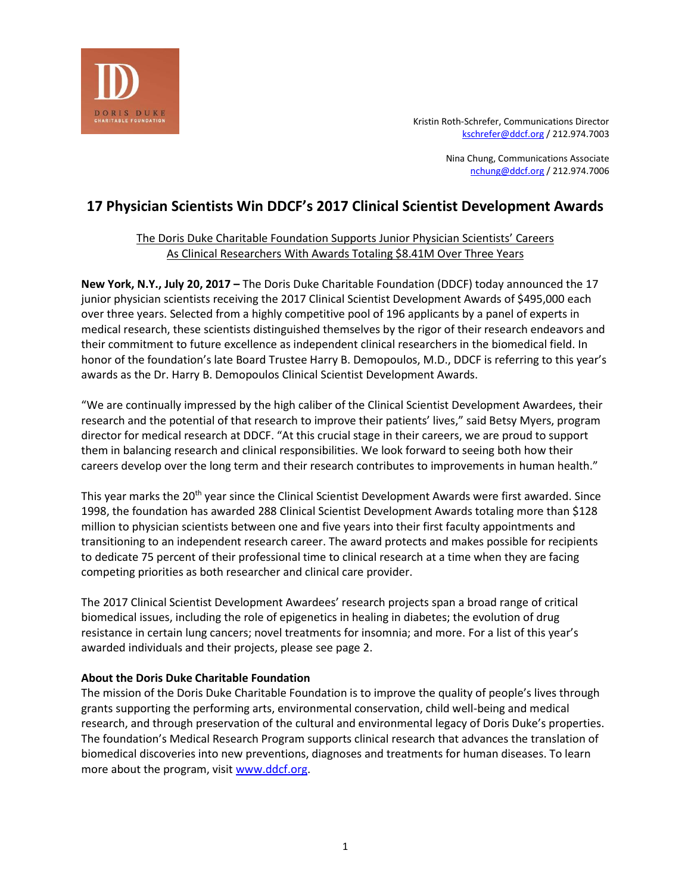DORIS DUKE CHARITABLE FOUNDATION

Kristin Roth-Schrefer, Communications Director
kschrefer@ddcf.org / 212.974.7003

Nina Chung, Communications Associate
nchung@ddcf.org / 212.974.7006

# 17 Physician Scientists Win DDCF's 2017 Clinical Scientist Development Awards

The Doris Duke Charitable Foundation Supports Junior Physician Scientists' Careers As Clinical Researchers With Awards Totaling $8.41M Over Three Years

**New York, N.Y., July 20, 2017 –** The Doris Duke Charitable Foundation (DDCF) today announced the 17 junior physician scientists receiving the 2017 Clinical Scientist Development Awards of $495,000 each over three years. Selected from a highly competitive pool of 196 applicants by a panel of experts in medical research, these scientists distinguished themselves by the rigor of their research endeavors and their commitment to future excellence as independent clinical researchers in the biomedical field. In honor of the foundation's late Board Trustee Harry B. Demopoulos, M.D., DDCF is referring to this year's awards as the Dr. Harry B. Demopoulos Clinical Scientist Development Awards.

"We are continually impressed by the high caliber of the Clinical Scientist Development Awardees, their research and the potential of that research to improve their patients' lives," said Betsy Myers, program director for medical research at DDCF. "At this crucial stage in their careers, we are proud to support them in balancing research and clinical responsibilities. We look forward to seeing both how their careers develop over the long term and their research contributes to improvements in human health."

This year marks the 20th year since the Clinical Scientist Development Awards were first awarded. Since 1998, the foundation has awarded 288 Clinical Scientist Development Awards totaling more than $128 million to physician scientists between one and five years into their first faculty appointments and transitioning to an independent research career. The award protects and makes possible for recipients to dedicate 75 percent of their professional time to clinical research at a time when they are facing competing priorities as both researcher and clinical care provider.

The 2017 Clinical Scientist Development Awardees' research projects span a broad range of critical biomedical issues, including the role of epigenetics in healing in diabetes; the evolution of drug resistance in certain lung cancers; novel treatments for insomnia; and more. For a list of this year's awarded individuals and their projects, please see page 2.

**About the Doris Duke Charitable Foundation**
The mission of the Doris Duke Charitable Foundation is to improve the quality of people's lives through grants supporting the performing arts, environmental conservation, child well-being and medical research, and through preservation of the cultural and environmental legacy of Doris Duke's properties. The foundation's Medical Research Program supports clinical research that advances the translation of biomedical discoveries into new preventions, diagnoses and treatments for human diseases. To learn more about the program, visit www.ddcf.org.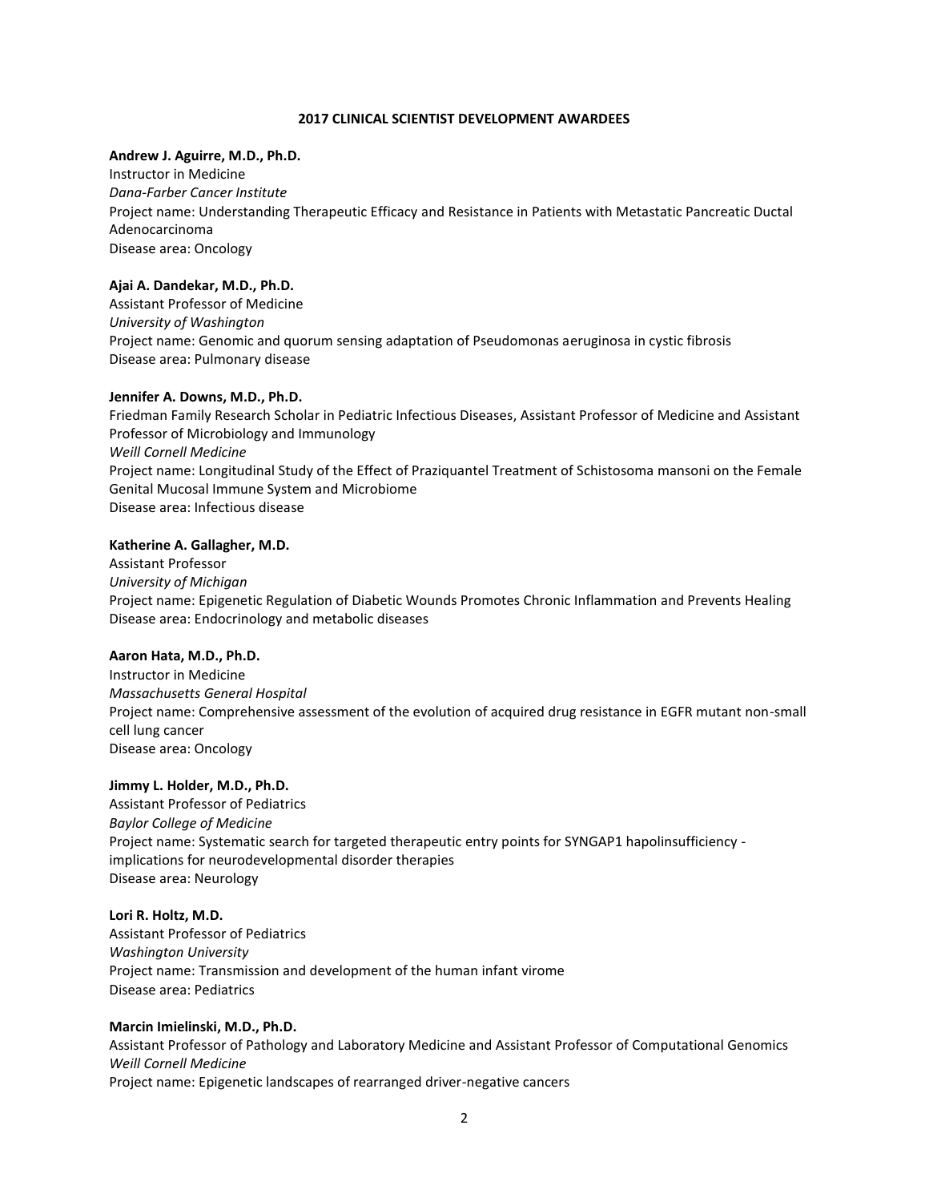## 2017 CLINICAL SCIENTIST DEVELOPMENT AWARDEES

**Andrew J. Aguirre, M.D., Ph.D.**
Instructor in Medicine
*Dana-Farber Cancer Institute*
Project name: Understanding Therapeutic Efficacy and Resistance in Patients with Metastatic Pancreatic Ductal Adenocarcinoma
Disease area: Oncology

**Ajai A. Dandekar, M.D., Ph.D.**
Assistant Professor of Medicine
*University of Washington*
Project name: Genomic and quorum sensing adaptation of Pseudomonas aeruginosa in cystic fibrosis
Disease area: Pulmonary disease

**Jennifer A. Downs, M.D., Ph.D.**
Friedman Family Research Scholar in Pediatric Infectious Diseases, Assistant Professor of Medicine and Assistant Professor of Microbiology and Immunology
*Weill Cornell Medicine*
Project name: Longitudinal Study of the Effect of Praziquantel Treatment of Schistosoma mansoni on the Female Genital Mucosal Immune System and Microbiome
Disease area: Infectious disease

**Katherine A. Gallagher, M.D.**
Assistant Professor
*University of Michigan*
Project name: Epigenetic Regulation of Diabetic Wounds Promotes Chronic Inflammation and Prevents Healing
Disease area: Endocrinology and metabolic diseases

**Aaron Hata, M.D., Ph.D.**
Instructor in Medicine
*Massachusetts General Hospital*
Project name: Comprehensive assessment of the evolution of acquired drug resistance in EGFR mutant non-small cell lung cancer
Disease area: Oncology

**Jimmy L. Holder, M.D., Ph.D.**
Assistant Professor of Pediatrics
*Baylor College of Medicine*
Project name: Systematic search for targeted therapeutic entry points for SYNGAP1 hapolinsufficiency - implications for neurodevelopmental disorder therapies
Disease area: Neurology

**Lori R. Holtz, M.D.**
Assistant Professor of Pediatrics
*Washington University*
Project name: Transmission and development of the human infant virome
Disease area: Pediatrics

**Marcin Imielinski, M.D., Ph.D.**
Assistant Professor of Pathology and Laboratory Medicine and Assistant Professor of Computational Genomics
*Weill Cornell Medicine*
Project name: Epigenetic landscapes of rearranged driver-negative cancers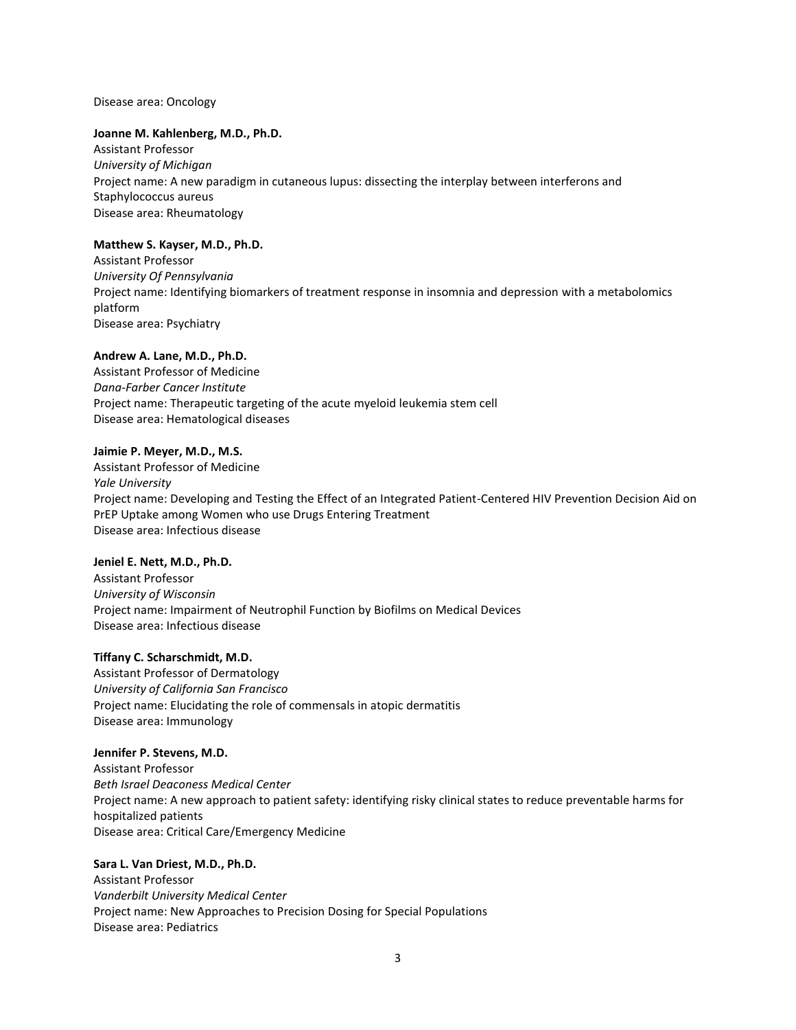Disease area: Oncology

**Joanne M. Kahlenberg, M.D., Ph.D.**
Assistant Professor
*University of Michigan*
Project name: A new paradigm in cutaneous lupus: dissecting the interplay between interferons and Staphylococcus aureus
Disease area: Rheumatology

**Matthew S. Kayser, M.D., Ph.D.**
Assistant Professor
*University Of Pennsylvania*
Project name: Identifying biomarkers of treatment response in insomnia and depression with a metabolomics platform
Disease area: Psychiatry

**Andrew A. Lane, M.D., Ph.D.**
Assistant Professor of Medicine
*Dana-Farber Cancer Institute*
Project name: Therapeutic targeting of the acute myeloid leukemia stem cell
Disease area: Hematological diseases

**Jaimie P. Meyer, M.D., M.S.**
Assistant Professor of Medicine
*Yale University*
Project name: Developing and Testing the Effect of an Integrated Patient-Centered HIV Prevention Decision Aid on PrEP Uptake among Women who use Drugs Entering Treatment
Disease area: Infectious disease

**Jeniel E. Nett, M.D., Ph.D.**
Assistant Professor
*University of Wisconsin*
Project name: Impairment of Neutrophil Function by Biofilms on Medical Devices
Disease area: Infectious disease

**Tiffany C. Scharschmidt, M.D.**
Assistant Professor of Dermatology
*University of California San Francisco*
Project name: Elucidating the role of commensals in atopic dermatitis
Disease area: Immunology

**Jennifer P. Stevens, M.D.**
Assistant Professor
*Beth Israel Deaconess Medical Center*
Project name: A new approach to patient safety: identifying risky clinical states to reduce preventable harms for hospitalized patients
Disease area: Critical Care/Emergency Medicine

**Sara L. Van Driest, M.D., Ph.D.**
Assistant Professor
*Vanderbilt University Medical Center*
Project name: New Approaches to Precision Dosing for Special Populations
Disease area: Pediatrics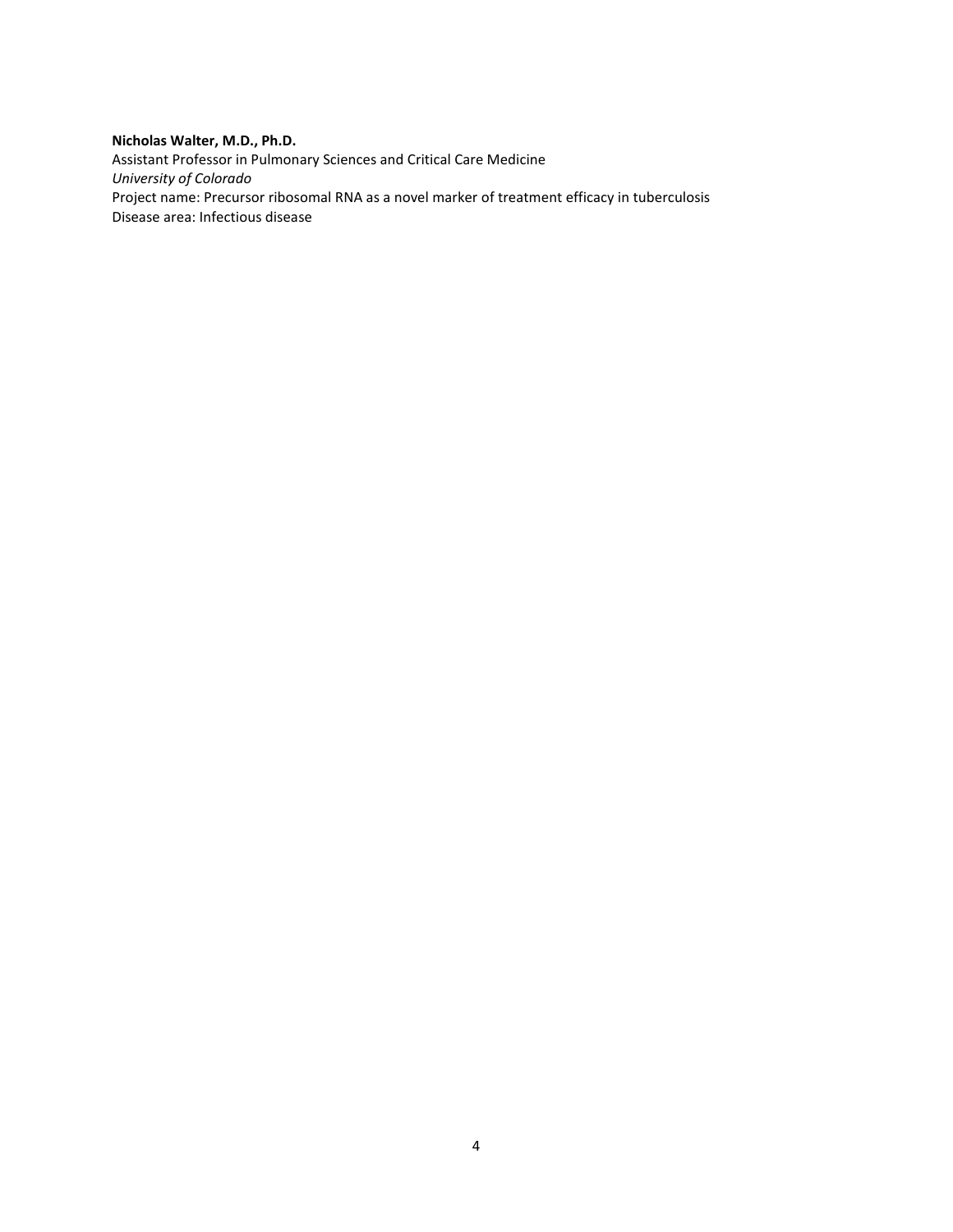**Nicholas Walter, M.D., Ph.D.**
Assistant Professor in Pulmonary Sciences and Critical Care Medicine
*University of Colorado*
Project name: Precursor ribosomal RNA as a novel marker of treatment efficacy in tuberculosis
Disease area: Infectious disease